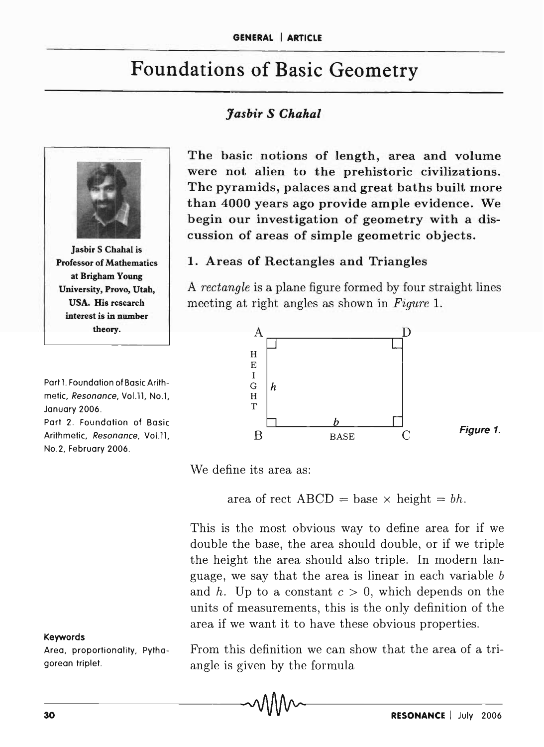# Foundations of Basic Geometry

*Jasbir S Chahal*

Jasbir S Chahal is Professor of Mathematics at Brigham Young University, Provo, Utah, USA. His research interest is in number theory.

Part 1. Foundation of Basic Arithmetic, *Resonance*, Vol.11, No.1, January 2006.
Part 2. Foundation of Basic Arithmetic, *Resonance*, Vol.11, No.2, February 2006.

**The basic notions of length, area and volume were not alien to the prehistoric civilizations. The pyramids, palaces and great baths built more than 4000 years ago provide ample evidence. We begin our investigation of geometry with a discussion of areas of simple geometric objects.**

## 1. Areas of Rectangles and Triangles

A *rectangle* is a plane figure formed by four straight lines meeting at right angles as shown in *Figure* 1.

*Figure 1.*

We define its area as:

$$\text{area of rect ABCD} = \text{base} \times \text{height} = bh.$$

This is the most obvious way to define area for if we double the base, the area should double, or if we triple the height the area should also triple. In modern language, we say that the area is linear in each variable $b$ and $h$. Up to a constant $c > 0$, which depends on the units of measurements, this is the only definition of the area if we want it to have these obvious properties.

From this definition we can show that the area of a triangle is given by the formula

**Keywords**
Area, proportionality, Pythagorean triplet.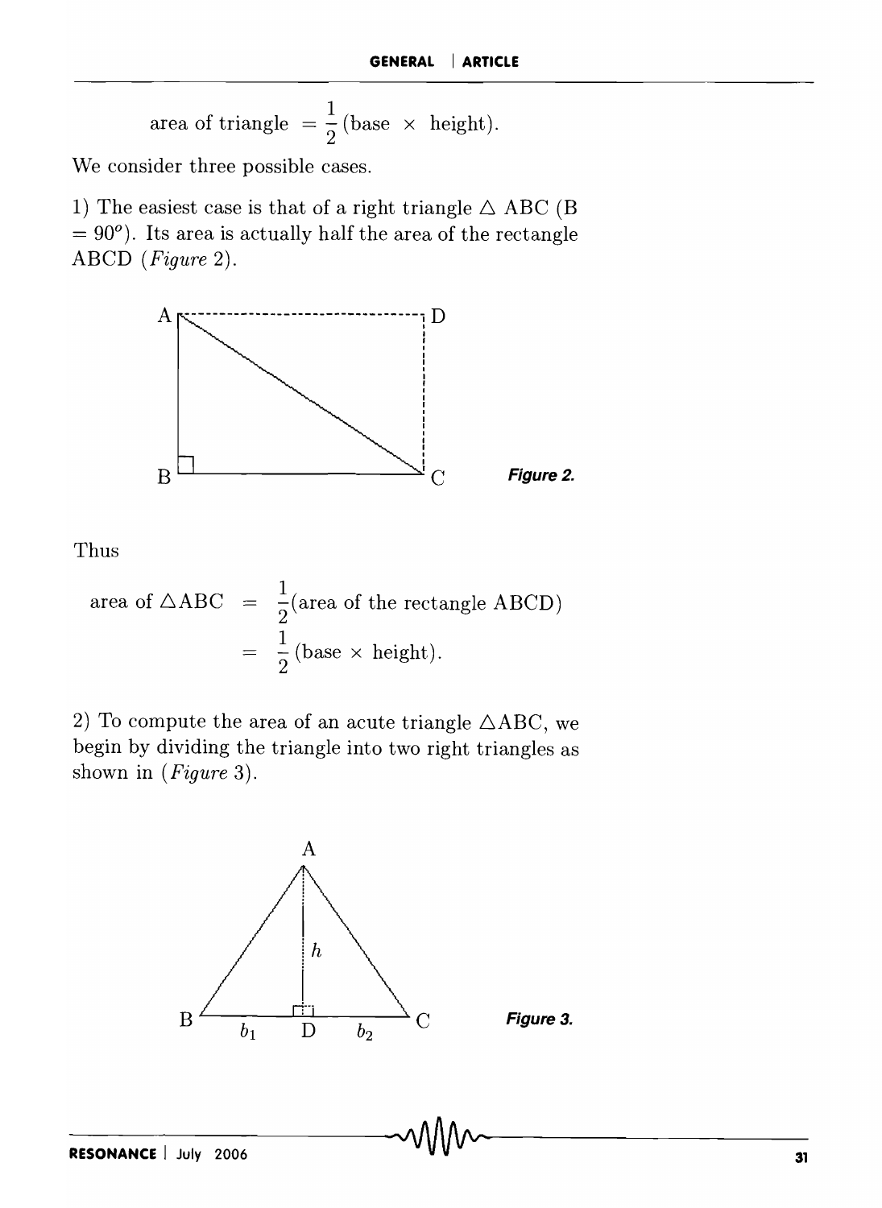$$\text{area of triangle } = \frac{1}{2}(\text{base } \times \text{ height}).$$

We consider three possible cases.

1) The easiest case is that of a right triangle $\triangle$ ABC (B $= 90^o$). Its area is actually half the area of the rectangle ABCD (*Figure* 2).

***Figure 2.***

Thus

$$\begin{aligned}\text{area of } \triangle\text{ABC} &= \frac{1}{2}(\text{area of the rectangle ABCD}) \\ &= \frac{1}{2}(\text{base } \times \text{ height}).\end{aligned}$$

2) To compute the area of an acute triangle $\triangle$ABC, we begin by dividing the triangle into two right triangles as shown in (*Figure* 3).

***Figure 3.***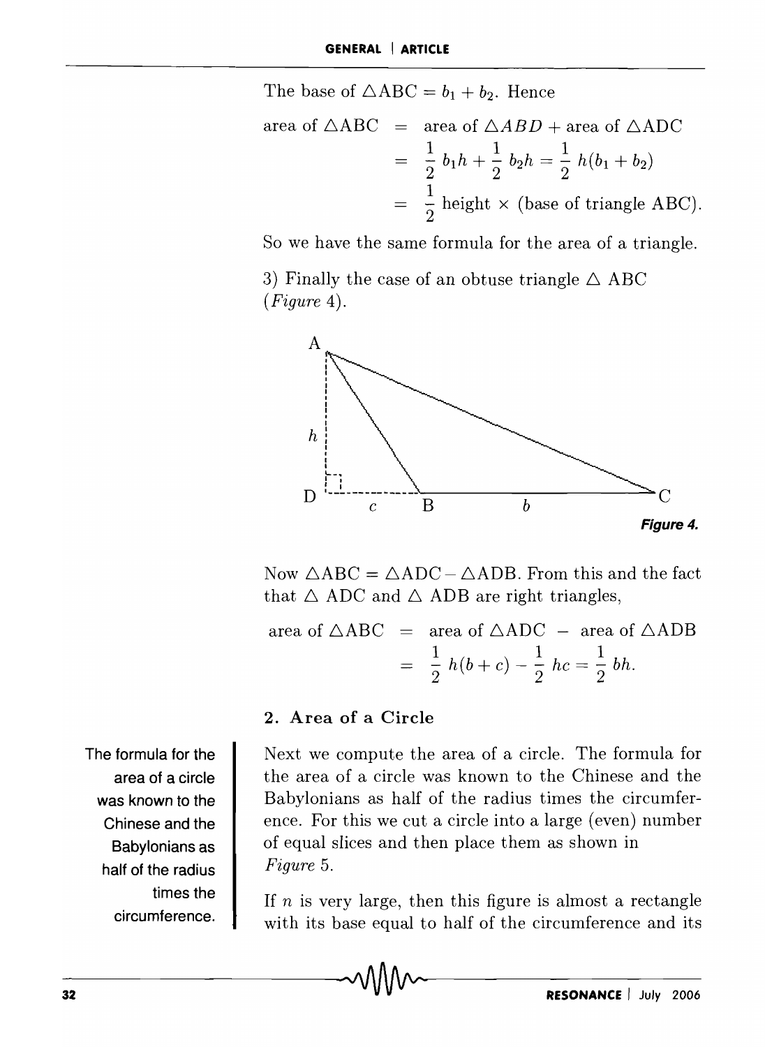The base of $\triangle$ABC $= b_1 + b_2$. Hence

$$\begin{aligned}\text{area of } \triangle ABC &= \text{area of } \triangle ABD + \text{area of } \triangle ADC \\ &= \frac{1}{2}\, b_1 h + \frac{1}{2}\, b_2 h = \frac{1}{2}\, h(b_1 + b_2) \\ &= \frac{1}{2} \text{ height} \times (\text{base of triangle ABC}).\end{aligned}$$

So we have the same formula for the area of a triangle.

3) Finally the case of an obtuse triangle $\triangle$ ABC (*Figure* 4).

*Figure 4.*

Now $\triangle$ABC = $\triangle$ADC − $\triangle$ADB. From this and the fact that $\triangle$ ADC and $\triangle$ ADB are right triangles,

$$\begin{aligned}\text{area of } \triangle ABC &= \text{area of } \triangle ADC \; - \; \text{area of } \triangle ADB \\ &= \frac{1}{2}\, h(b + c) - \frac{1}{2}\, hc = \frac{1}{2}\, bh.\end{aligned}$$

## 2. Area of a Circle

The formula for the area of a circle was known to the Chinese and the Babylonians as half of the radius times the circumference.

Next we compute the area of a circle. The formula for the area of a circle was known to the Chinese and the Babylonians as half of the radius times the circumference. For this we cut a circle into a large (even) number of equal slices and then place them as shown in *Figure* 5.

If $n$ is very large, then this figure is almost a rectangle with its base equal to half of the circumference and its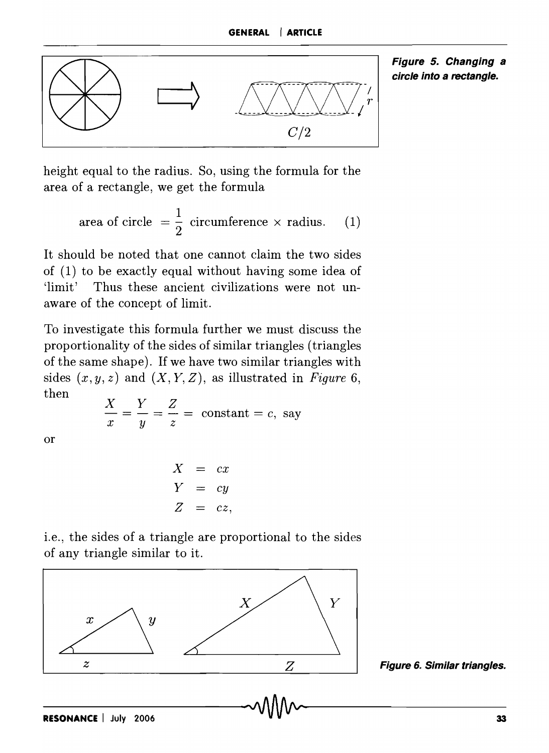Figure 5. Changing a circle into a rectangle.

height equal to the radius. So, using the formula for the area of a rectangle, we get the formula

$$\text{area of circle } = \frac{1}{2} \text{ circumference} \times \text{radius}. \quad (1)$$

It should be noted that one cannot claim the two sides of (1) to be exactly equal without having some idea of 'limit' Thus these ancient civilizations were not unaware of the concept of limit.

To investigate this formula further we must discuss the proportionality of the sides of similar triangles (triangles of the same shape). If we have two similar triangles with sides $(x, y, z)$ and $(X, Y, Z)$, as illustrated in *Figure* 6, then

$$\frac{X}{x} = \frac{Y}{y} = \frac{Z}{z} = \text{ constant} = c, \text{ say}$$

or

$$\begin{aligned} X &= cx \\ Y &= cy \\ Z &= cz, \end{aligned}$$

i.e., the sides of a triangle are proportional to the sides of any triangle similar to it.

Figure 6. Similar triangles.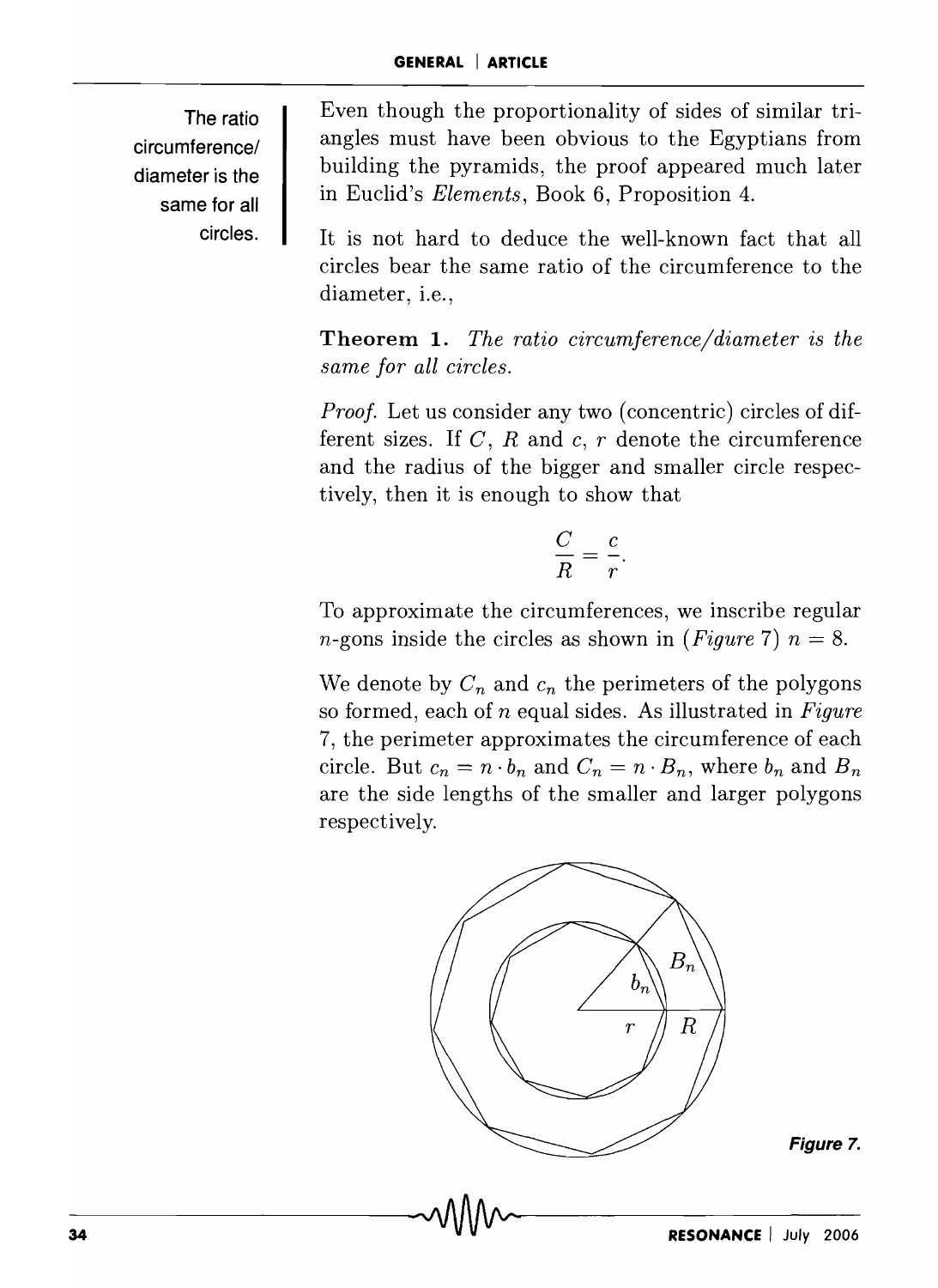The ratio circumference/ diameter is the same for all circles.

Even though the proportionality of sides of similar triangles must have been obvious to the Egyptians from building the pyramids, the proof appeared much later in Euclid's *Elements*, Book 6, Proposition 4.

It is not hard to deduce the well-known fact that all circles bear the same ratio of the circumference to the diameter, i.e.,

**Theorem 1.** *The ratio circumference/diameter is the same for all circles.*

*Proof.* Let us consider any two (concentric) circles of different sizes. If $C$, $R$ and $c$, $r$ denote the circumference and the radius of the bigger and smaller circle respectively, then it is enough to show that

$$\frac{C}{R} = \frac{c}{r}.$$

To approximate the circumferences, we inscribe regular $n$-gons inside the circles as shown in (*Figure* 7) $n = 8$.

We denote by $C_n$ and $c_n$ the perimeters of the polygons so formed, each of $n$ equal sides. As illustrated in *Figure* 7, the perimeter approximates the circumference of each circle. But $c_n = n \cdot b_n$ and $C_n = n \cdot B_n$, where $b_n$ and $B_n$ are the side lengths of the smaller and larger polygons respectively.

***Figure 7.***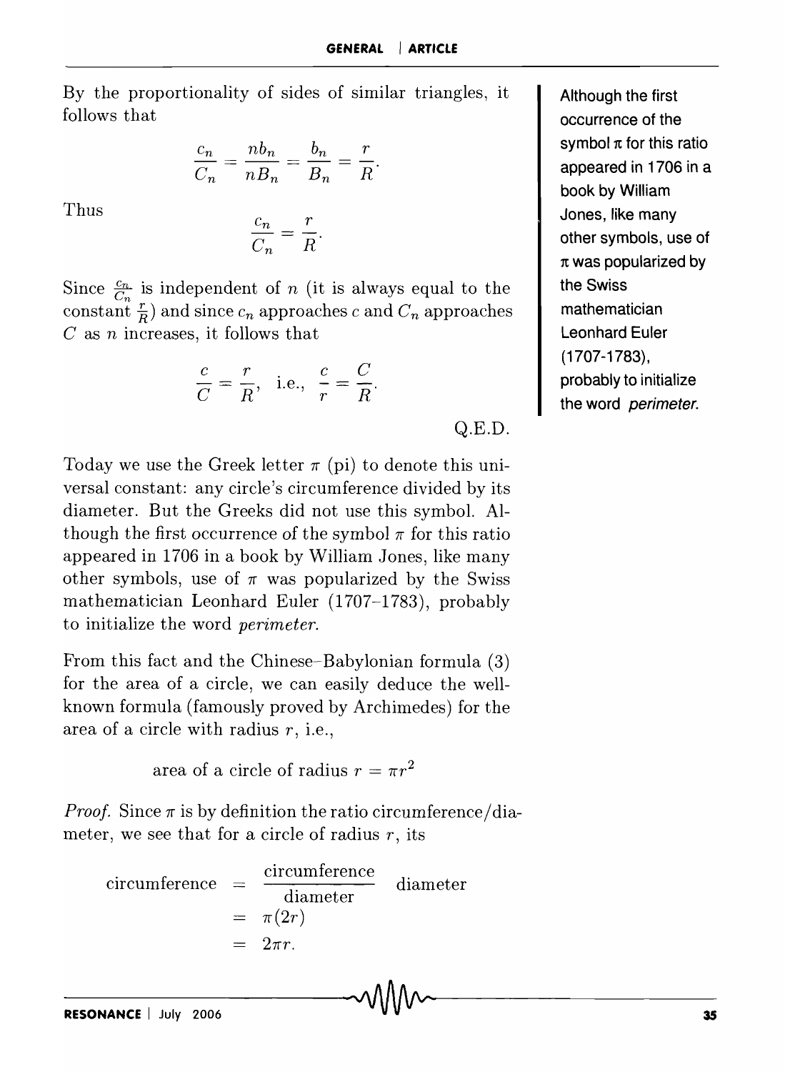By the proportionality of sides of similar triangles, it follows that

$$\frac{c_n}{C_n} = \frac{nb_n}{nB_n} = \frac{b_n}{B_n} = \frac{r}{R}.$$

Thus

$$\frac{c_n}{C_n} = \frac{r}{R}.$$

Since $\frac{c_n}{C_n}$ is independent of $n$ (it is always equal to the constant $\frac{r}{R}$) and since $c_n$ approaches $c$ and $C_n$ approaches $C$ as $n$ increases, it follows that

$$\frac{c}{C} = \frac{r}{R}, \text{ i.e., } \frac{c}{r} = \frac{C}{R}.$$

Q.E.D.

Today we use the Greek letter $\pi$ (pi) to denote this universal constant: any circle's circumference divided by its diameter. But the Greeks did not use this symbol. Although the first occurrence of the symbol $\pi$ for this ratio appeared in 1706 in a book by William Jones, like many other symbols, use of $\pi$ was popularized by the Swiss mathematician Leonhard Euler (1707–1783), probably to initialize the word *perimeter.*

Although the first occurrence of the symbol $\pi$ for this ratio appeared in 1706 in a book by William Jones, like many other symbols, use of $\pi$ was popularized by the Swiss mathematician Leonhard Euler (1707-1783), probably to initialize the word *perimeter.*

From this fact and the Chinese–Babylonian formula (3) for the area of a circle, we can easily deduce the well-known formula (famously proved by Archimedes) for the area of a circle with radius $r$, i.e.,

$$\text{area of a circle of radius } r = \pi r^2$$

*Proof.* Since $\pi$ is by definition the ratio circumference/diameter, we see that for a circle of radius $r$, its

$$\begin{aligned} \text{circumference} &= \frac{\text{circumference}}{\text{diameter}} \text{ diameter} \\ &= \pi(2r) \\ &= 2\pi r. \end{aligned}$$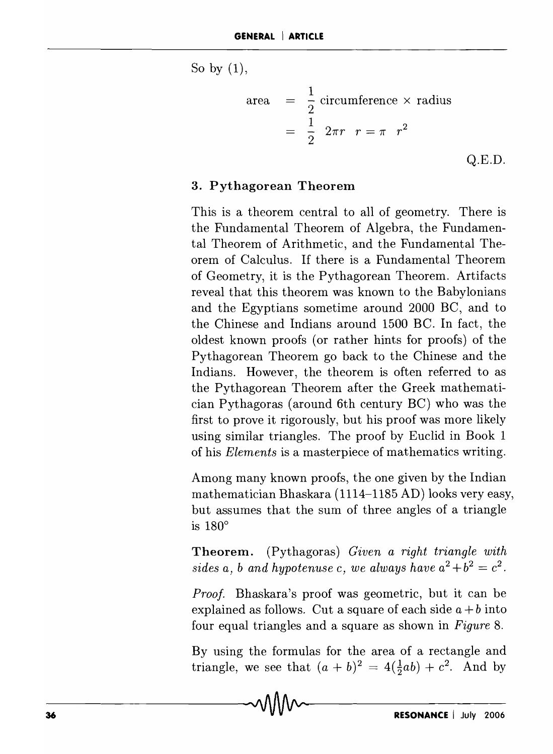So by (1),

$$\begin{aligned} \text{area} &= \frac{1}{2} \text{ circumference} \times \text{radius} \\ &= \frac{1}{2} \; 2\pi r \;\; r = \pi \;\; r^2 \end{aligned}$$

Q.E.D.

### 3. Pythagorean Theorem

This is a theorem central to all of geometry. There is the Fundamental Theorem of Algebra, the Fundamental Theorem of Arithmetic, and the Fundamental Theorem of Calculus. If there is a Fundamental Theorem of Geometry, it is the Pythagorean Theorem. Artifacts reveal that this theorem was known to the Babylonians and the Egyptians sometime around 2000 BC, and to the Chinese and Indians around 1500 BC. In fact, the oldest known proofs (or rather hints for proofs) of the Pythagorean Theorem go back to the Chinese and the Indians. However, the theorem is often referred to as the Pythagorean Theorem after the Greek mathematician Pythagoras (around 6th century BC) who was the first to prove it rigorously, but his proof was more likely using similar triangles. The proof by Euclid in Book 1 of his *Elements* is a masterpiece of mathematics writing.

Among many known proofs, the one given by the Indian mathematician Bhaskara (1114–1185 AD) looks very easy, but assumes that the sum of three angles of a triangle is 180°

**Theorem.** (Pythagoras) *Given a right triangle with sides $a$, $b$ and hypotenuse $c$, we always have $a^2 + b^2 = c^2$.*

*Proof.* Bhaskara's proof was geometric, but it can be explained as follows. Cut a square of each side $a + b$ into four equal triangles and a square as shown in *Figure* 8.

By using the formulas for the area of a rectangle and triangle, we see that $(a + b)^2 = 4(\frac{1}{2}ab) + c^2$. And by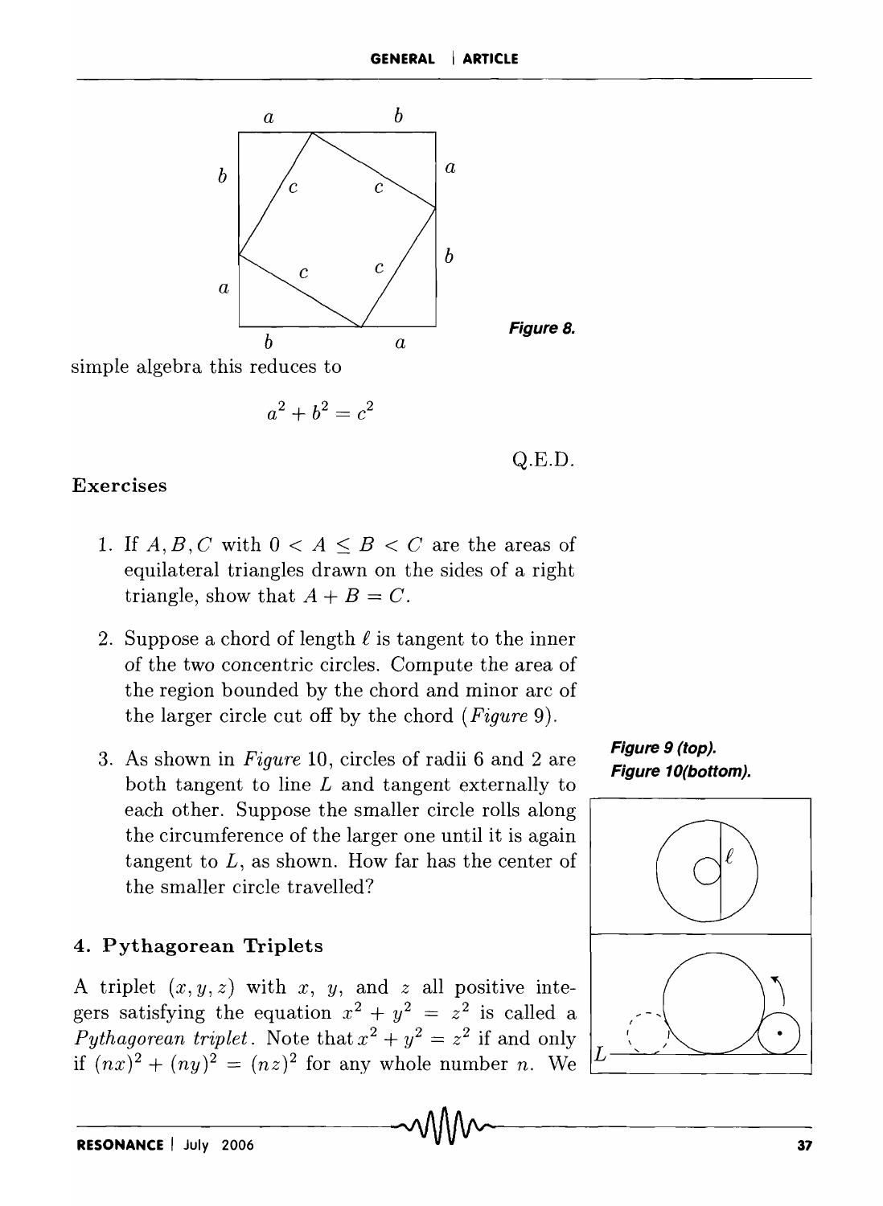simple algebra this reduces to

$$a^2 + b^2 = c^2$$

Q.E.D.

Figure 8.

### Exercises

1. If $A, B, C$ with $0 < A \leq B < C$ are the areas of equilateral triangles drawn on the sides of a right triangle, show that $A + B = C$.

2. Suppose a chord of length $\ell$ is tangent to the inner of the two concentric circles. Compute the area of the region bounded by the chord and minor arc of the larger circle cut off by the chord (*Figure* 9).

3. As shown in *Figure* 10, circles of radii 6 and 2 are both tangent to line $L$ and tangent externally to each other. Suppose the smaller circle rolls along the circumference of the larger one until it is again tangent to $L$, as shown. How far has the center of the smaller circle travelled?

**Figure 9 (top).**
**Figure 10(bottom).**

## 4. Pythagorean Triplets

A triplet $(x, y, z)$ with $x$, $y$, and $z$ all positive integers satisfying the equation $x^2 + y^2 = z^2$ is called a *Pythagorean triplet*. Note that $x^2 + y^2 = z^2$ if and only if $(nx)^2 + (ny)^2 = (nz)^2$ for any whole number $n$. We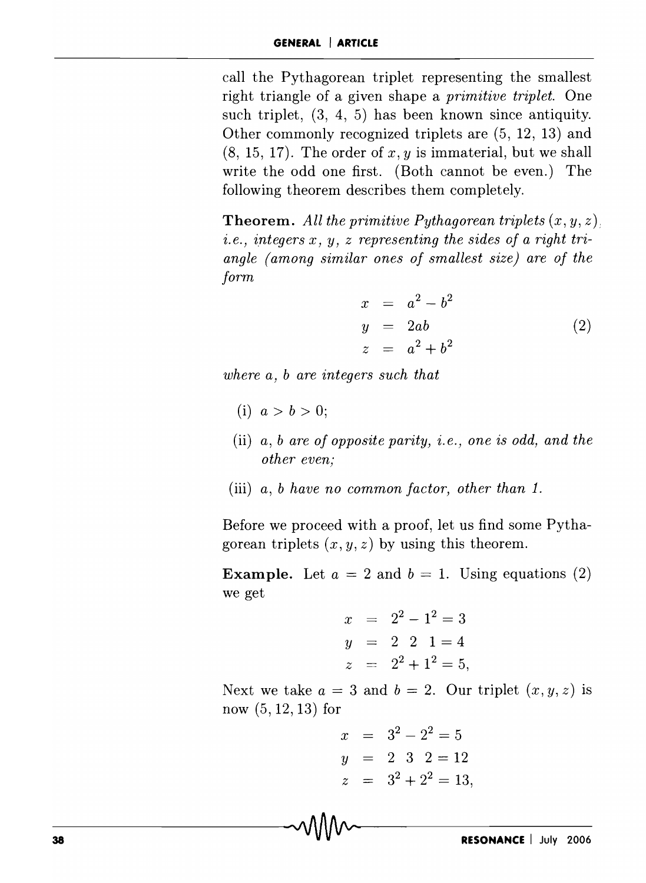call the Pythagorean triplet representing the smallest right triangle of a given shape a *primitive triplet.* One such triplet, (3, 4, 5) has been known since antiquity. Other commonly recognized triplets are (5, 12, 13) and (8, 15, 17). The order of $x, y$ is immaterial, but we shall write the odd one first. (Both cannot be even.) The following theorem describes them completely.

**Theorem.** *All the primitive Pythagorean triplets $(x, y, z)$, i.e., integers $x$, $y$, $z$ representing the sides of a right triangle (among similar ones of smallest size) are of the form*

$$\begin{aligned} x &= a^2 - b^2 \\ y &= 2ab \\ z &= a^2 + b^2 \end{aligned} \qquad (2)$$

*where $a$, $b$ are integers such that*

(i) $a > b > 0$;

(ii) *$a$, $b$ are of opposite parity, i.e., one is odd, and the other even;*

(iii) *$a$, $b$ have no common factor, other than 1.*

Before we proceed with a proof, let us find some Pythagorean triplets $(x, y, z)$ by using this theorem.

**Example.** Let $a = 2$ and $b = 1$. Using equations (2) we get

$$\begin{aligned} x &= 2^2 - 1^2 = 3 \\ y &= 2 \quad 2 \quad 1 = 4 \\ z &= 2^2 + 1^2 = 5, \end{aligned}$$

Next we take $a = 3$ and $b = 2$. Our triplet $(x, y, z)$ is now $(5, 12, 13)$ for

$$\begin{aligned} x &= 3^2 - 2^2 = 5 \\ y &= 2 \quad 3 \quad 2 = 12 \\ z &= 3^2 + 2^2 = 13, \end{aligned}$$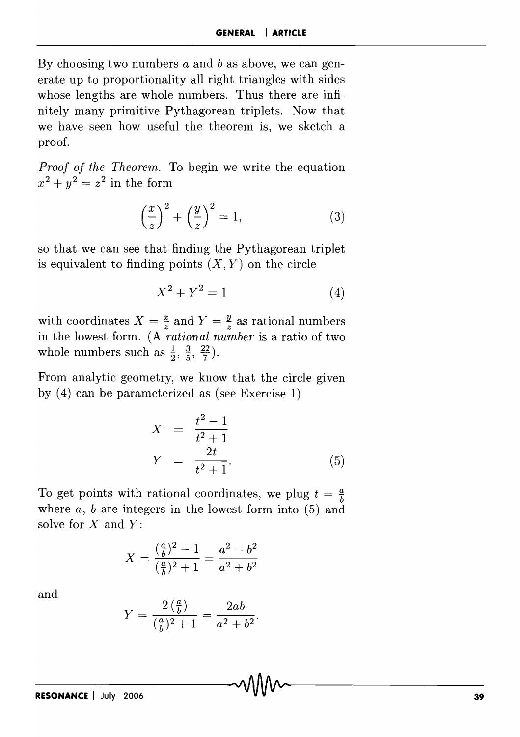By choosing two numbers $a$ and $b$ as above, we can generate up to proportionality all right triangles with sides whose lengths are whole numbers. Thus there are infinitely many primitive Pythagorean triplets. Now that we have seen how useful the theorem is, we sketch a proof.

*Proof of the Theorem.* To begin we write the equation $x^2 + y^2 = z^2$ in the form

$$\left(\frac{x}{z}\right)^2 + \left(\frac{y}{z}\right)^2 = 1, \tag{3}$$

so that we can see that finding the Pythagorean triplet is equivalent to finding points $(X, Y)$ on the circle

$$X^2 + Y^2 = 1 \tag{4}$$

with coordinates $X = \frac{x}{z}$ and $Y = \frac{y}{z}$ as rational numbers in the lowest form. (A *rational number* is a ratio of two whole numbers such as $\frac{1}{2}, \frac{3}{5}, \frac{22}{7}$).

From analytic geometry, we know that the circle given by (4) can be parameterized as (see Exercise 1)

$$\begin{aligned} X &= \frac{t^2 - 1}{t^2 + 1} \\ Y &= \frac{2t}{t^2 + 1}. \end{aligned} \tag{5}$$

To get points with rational coordinates, we plug $t = \frac{a}{b}$ where $a$, $b$ are integers in the lowest form into (5) and solve for $X$ and $Y$:

$$X = \frac{(\frac{a}{b})^2 - 1}{(\frac{a}{b})^2 + 1} = \frac{a^2 - b^2}{a^2 + b^2}$$

and

$$Y = \frac{2\,(\frac{a}{b})}{(\frac{a}{b})^2 + 1} = \frac{2ab}{a^2 + b^2}.$$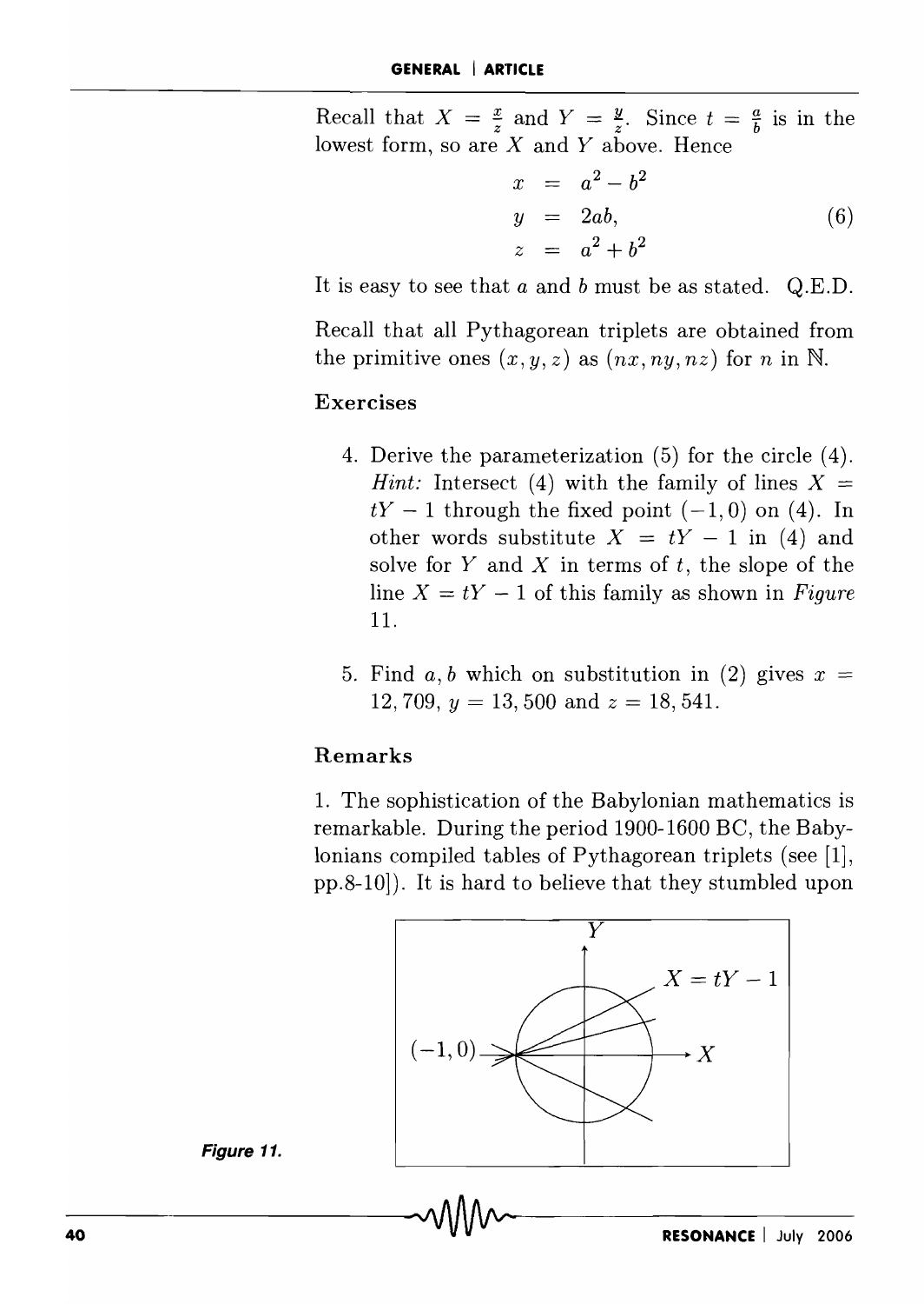Recall that $X = \frac{x}{z}$ and $Y = \frac{y}{z}$. Since $t = \frac{a}{b}$ is in the lowest form, so are $X$ and $Y$ above. Hence

$$
\begin{aligned}
x &= a^2 - b^2 \\
y &= 2ab, \\
z &= a^2 + b^2
\end{aligned}
\tag{6}
$$

It is easy to see that $a$ and $b$ must be as stated. Q.E.D.

Recall that all Pythagorean triplets are obtained from the primitive ones $(x, y, z)$ as $(nx, ny, nz)$ for $n$ in $\mathbb{N}$.

### Exercises

4. Derive the parameterization (5) for the circle (4). *Hint:* Intersect (4) with the family of lines $X = tY - 1$ through the fixed point $(-1, 0)$ on (4). In other words substitute $X = tY - 1$ in (4) and solve for $Y$ and $X$ in terms of $t$, the slope of the line $X = tY - 1$ of this family as shown in *Figure* 11.

5. Find $a, b$ which on substitution in (2) gives $x = 12,709$, $y = 13,500$ and $z = 18,541$.

### Remarks

1. The sophistication of the Babylonian mathematics is remarkable. During the period 1900-1600 BC, the Babylonians compiled tables of Pythagorean triplets (see [1], pp.8-10]). It is hard to believe that they stumbled upon

**Figure 11.**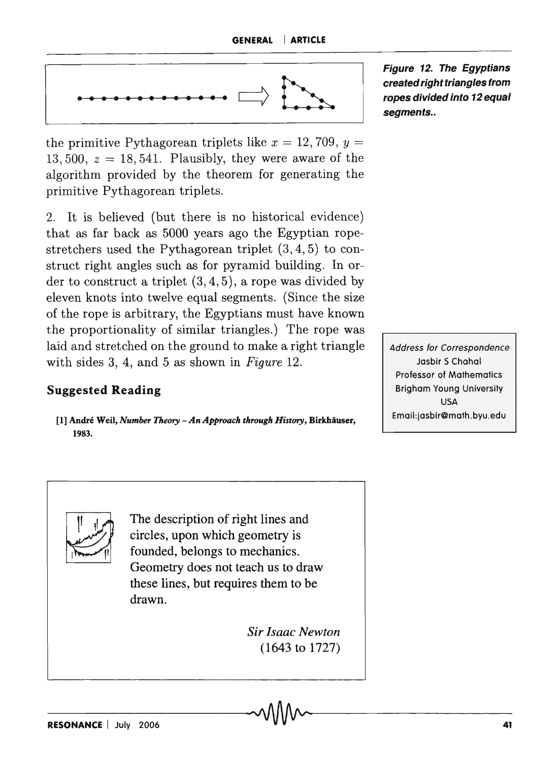Figure 12. The Egyptians created right triangles from ropes divided into 12 equal segments..

the primitive Pythagorean triplets like $x = 12,709$, $y = 13,500$, $z = 18,541$. Plausibly, they were aware of the algorithm provided by the theorem for generating the primitive Pythagorean triplets.

2. It is believed (but there is no historical evidence) that as far back as 5000 years ago the Egyptian rope-stretchers used the Pythagorean triplet $(3,4,5)$ to construct right angles such as for pyramid building. In order to construct a triplet $(3,4,5)$, a rope was divided by eleven knots into twelve equal segments. (Since the size of the rope is arbitrary, the Egyptians must have known the proportionality of similar triangles.) The rope was laid and stretched on the ground to make a right triangle with sides 3, 4, and 5 as shown in *Figure* 12.

## Suggested Reading

[1] André Weil, *Number Theory – An Approach through History*, Birkhäuser, 1983.

Address for Correspondence
Jasbir S Chahal
Professor of Mathematics
Brigham Young University
USA
Email:jasbir@math.byu.edu

The description of right lines and circles, upon which geometry is founded, belongs to mechanics. Geometry does not teach us to draw these lines, but requires them to be drawn.

*Sir Isaac Newton*
(1643 to 1727)